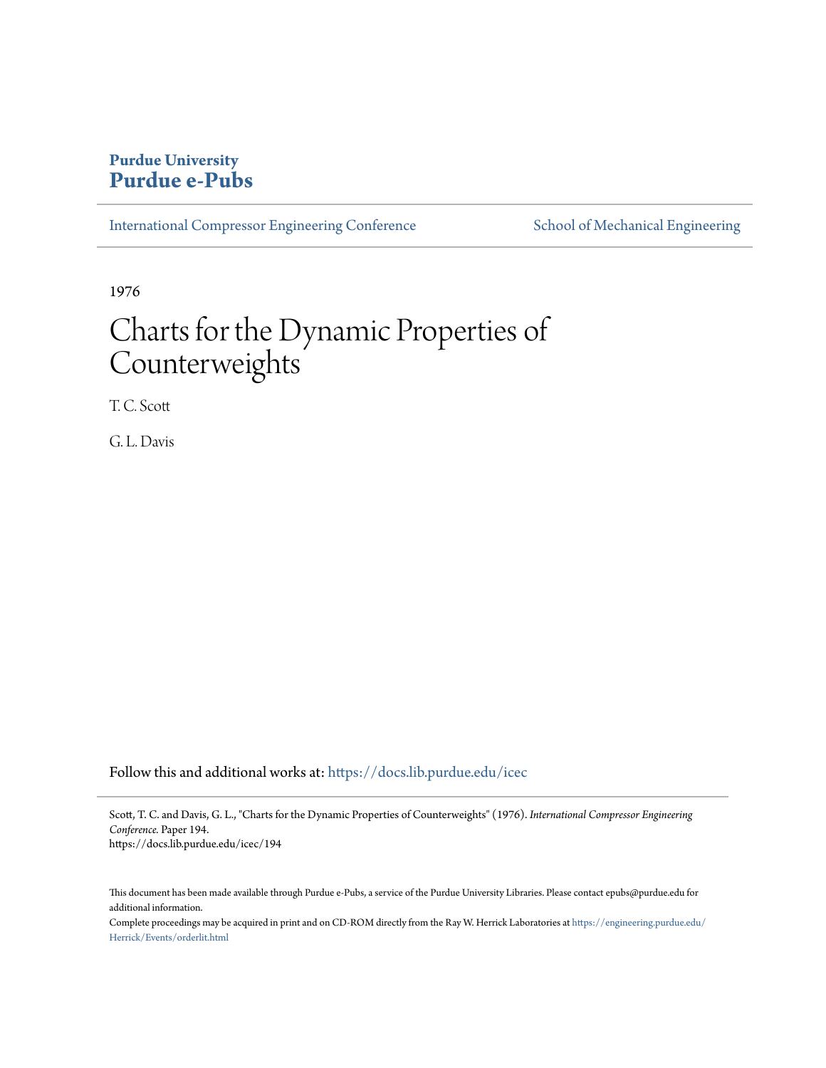**Purdue University**
**Purdue e-Pubs**

International Compressor Engineering Conference | School of Mechanical Engineering

1976

# Charts for the Dynamic Properties of Counterweights

T. C. Scott

G. L. Davis

Follow this and additional works at: https://docs.lib.purdue.edu/icec

Scott, T. C. and Davis, G. L., "Charts for the Dynamic Properties of Counterweights" (1976). *International Compressor Engineering Conference*. Paper 194.
https://docs.lib.purdue.edu/icec/194

This document has been made available through Purdue e-Pubs, a service of the Purdue University Libraries. Please contact epubs@purdue.edu for additional information.

Complete proceedings may be acquired in print and on CD-ROM directly from the Ray W. Herrick Laboratories at https://engineering.purdue.edu/Herrick/Events/orderlit.html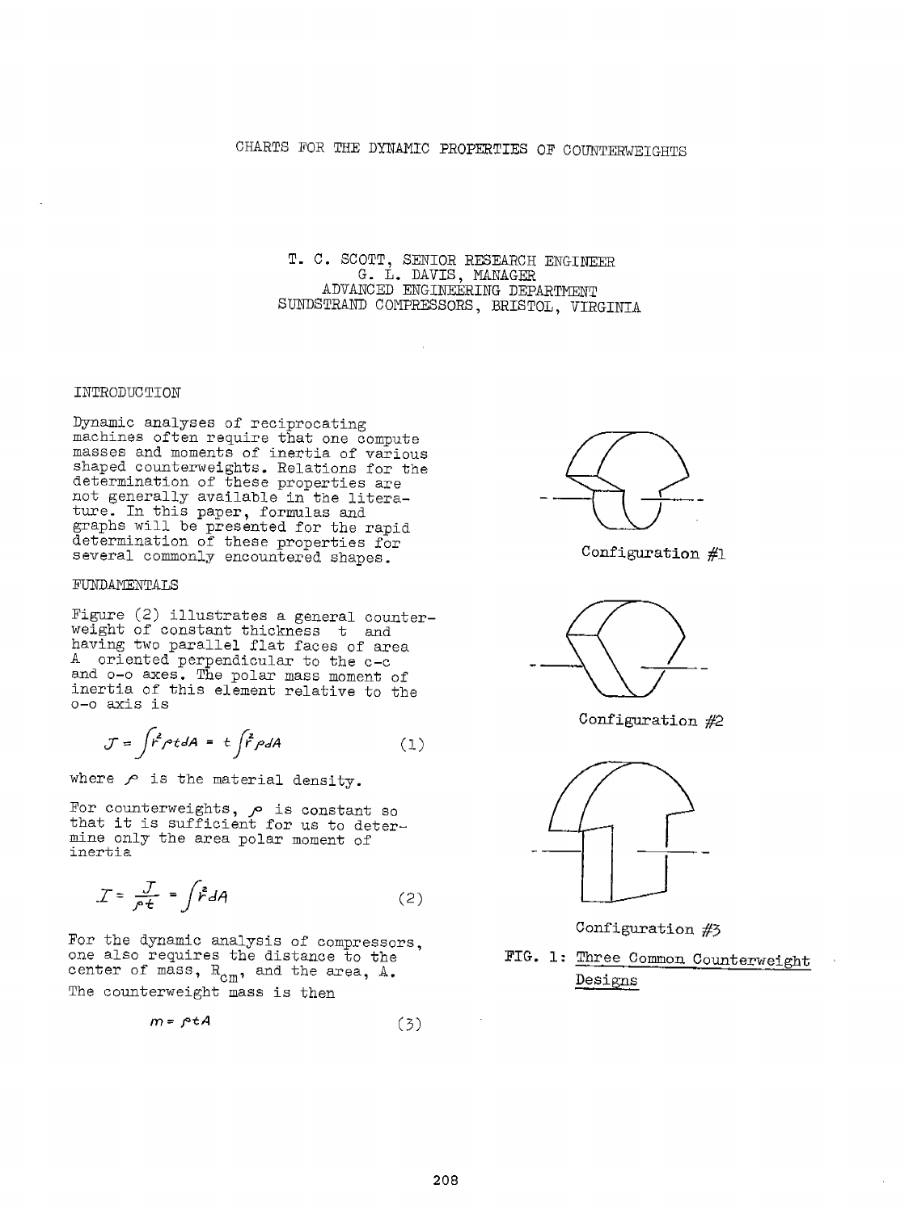# CHARTS FOR THE DYNAMIC PROPERTIES OF COUNTERWEIGHTS

T. C. SCOTT, SENIOR RESEARCH ENGINEER
G. L. DAVIS, MANAGER
ADVANCED ENGINEERING DEPARTMENT
SUNDSTRAND COMPRESSORS, BRISTOL, VIRGINIA

## INTRODUCTION

Dynamic analyses of reciprocating machines often require that one compute masses and moments of inertia of various shaped counterweights. Relations for the determination of these properties are not generally available in the literature. In this paper, formulas and graphs will be presented for the rapid determination of these properties for several commonly encountered shapes.

## FUNDAMENTALS

Figure (2) illustrates a general counterweight of constant thickness $t$ and having two parallel flat faces of area $A$ oriented perpendicular to the c-c and o-o axes. The polar mass moment of inertia of this element relative to the o-o axis is

$$J = \int r^2 \rho t dA = t \int r^2 \rho dA \tag{1}$$

where $\rho$ is the material density.

For counterweights, $\rho$ is constant so that it is sufficient for us to determine only the area polar moment of inertia

$$I = \frac{J}{\rho t} = \int r^2 dA \tag{2}$$

For the dynamic analysis of compressors, one also requires the distance to the center of mass, $R_{cm}$, and the area, $A$. The counterweight mass is then

$$m = \rho t A \tag{3}$$

Configuration #1

Configuration #2

Configuration #3

FIG. 1: Three Common Counterweight Designs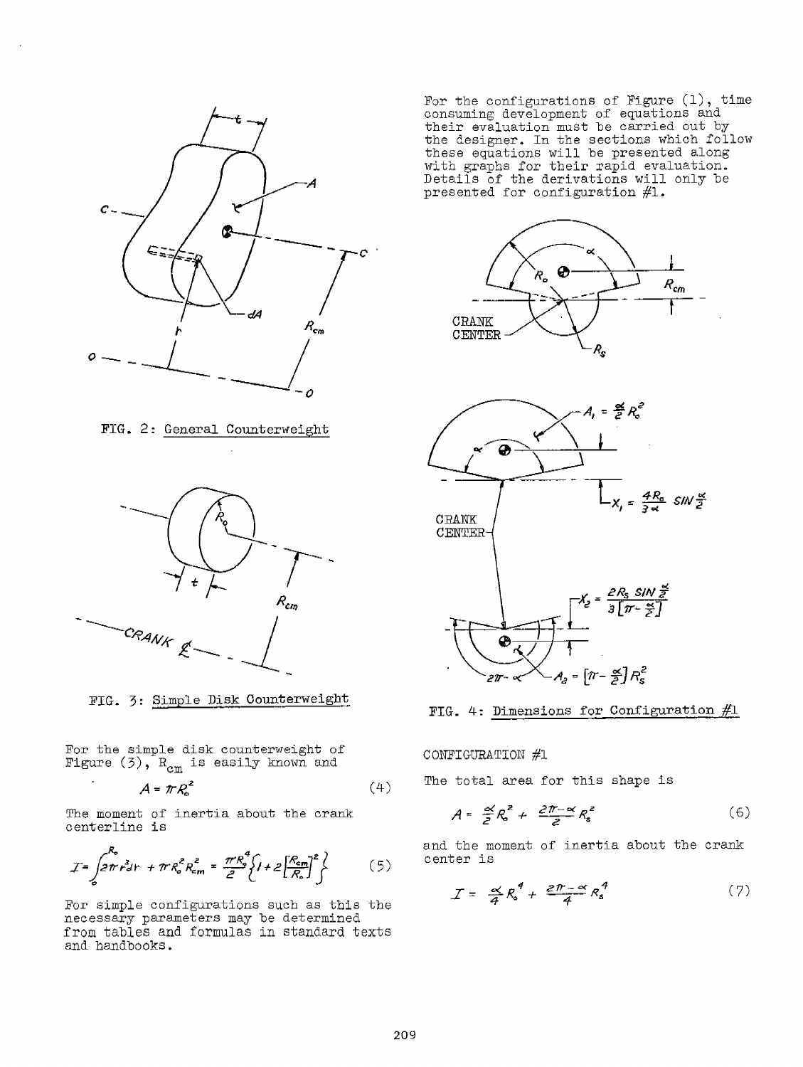FIG. 2: General Counterweight

FIG. 3: Simple Disk Counterweight

For the simple disk counterweight of Figure (3), $R_{cm}$ is easily known and

$$A = \pi R_o^2 \tag{4}$$

The moment of inertia about the crank centerline is

$$I = \int_0^{R_o} 2\pi r^3 dr + \pi R_o^2 R_{cm}^2 = \frac{\pi R_o^4}{2}\left\{1 + 2\left[\frac{R_{cm}}{R_o}\right]^2\right\} \tag{5}$$

For simple configurations such as this the necessary parameters may be determined from tables and formulas in standard texts and handbooks.

For the configurations of Figure (1), time consuming development of equations and their evaluation must be carried out by the designer. In the sections which follow these equations will be presented along with graphs for their rapid evaluation. Details of the derivations will only be presented for configuration #1.

$A_1 = \frac{\alpha}{2}R_o^2$

$X_1 = \frac{4R_o}{3\alpha}\sin\frac{\alpha}{2}$

$X_2 = \frac{2R_s \sin\frac{\alpha}{2}}{3\left[\pi - \frac{\alpha}{2}\right]}$

$A_2 = \left[\pi - \frac{\alpha}{2}\right]R_s^2$

FIG. 4: Dimensions for Configuration #1

CONFIGURATION #1

The total area for this shape is

$$A = \frac{\alpha}{2}R_o^2 + \frac{2\pi - \alpha}{2}R_s^2 \tag{6}$$

and the moment of inertia about the crank center is

$$I = \frac{\alpha}{4}R_o^4 + \frac{2\pi - \alpha}{4}R_s^4 \tag{7}$$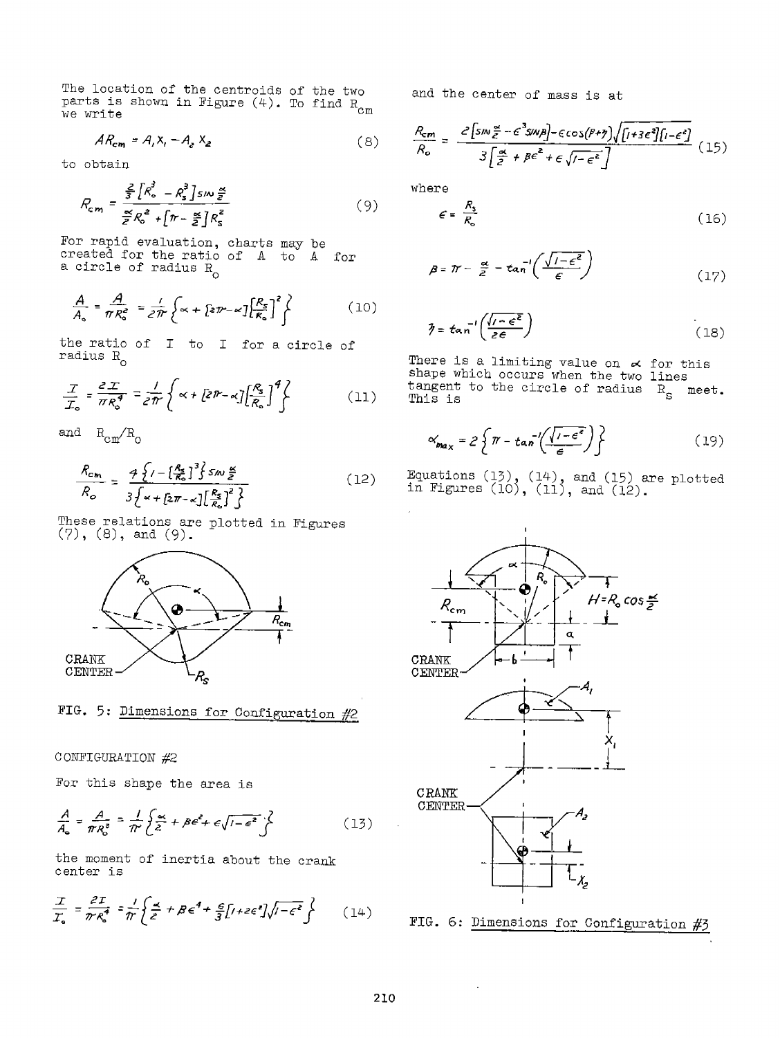The location of the centroids of the two parts is shown in Figure (4). To find $R_{cm}$ we write

$$AR_{cm} = A_1 X_1 - A_2 X_2 \tag{8}$$

to obtain

$$R_{cm} = \frac{\frac{2}{3}\left[R_o^3 - R_s^3\right]\sin\frac{\alpha}{2}}{\frac{\alpha}{2}R_o^2 + \left[\pi - \frac{\alpha}{2}\right]R_s^2} \tag{9}$$

For rapid evaluation, charts may be created for the ratio of A to A for a circle of radius $R_o$

$$\frac{A}{A_o} = \frac{A}{\pi R_o^2} = \frac{1}{2\pi}\left\{\alpha + \left[2\pi - \alpha\right]\left[\frac{R_s}{R_o}\right]^2\right\} \tag{10}$$

the ratio of I to I for a circle of radius $R_o$

$$\frac{I}{I_o} = \frac{2I}{\pi R_o^4} = \frac{1}{2\pi}\left\{\alpha + \left[2\pi - \alpha\right]\left[\frac{R_s}{R_o}\right]^4\right\} \tag{11}$$

and $R_{cm}/R_o$

$$\frac{R_{cm}}{R_o} = \frac{4\left\{1 - \left[\frac{R_s}{R_o}\right]^3\right\}\sin\frac{\alpha}{2}}{3\left\{\alpha + \left[2\pi - \alpha\right]\left[\frac{R_s}{R_o}\right]^2\right\}} \tag{12}$$

These relations are plotted in Figures (7), (8), and (9).

FIG. 5: Dimensions for Configuration #2

CONFIGURATION #2

For this shape the area is

$$\frac{A}{A_o} = \frac{A}{\pi R_o^2} = \frac{1}{\pi}\left\{\frac{\alpha}{2} + \beta\epsilon^2 + \epsilon\sqrt{1-\epsilon^2}\right\} \tag{13}$$

the moment of inertia about the crank center is

$$\frac{I}{I_o} = \frac{2I}{\pi R_o^4} = \frac{1}{\pi}\left\{\frac{\alpha}{2} + \beta\epsilon^4 + \frac{\epsilon}{3}\left[1 + 2\epsilon^2\right]\sqrt{1-\epsilon^2}\right\} \tag{14}$$

and the center of mass is at

$$\frac{R_{cm}}{R_o} = \frac{2\left[\sin\frac{\alpha}{2} - \epsilon^3\sin\beta\right] - \epsilon\cos(\beta+\eta)\sqrt{\left[1+3\epsilon^2\right]\left[1-\epsilon^2\right]}}{3\left[\frac{\alpha}{2} + \beta\epsilon^2 + \epsilon\sqrt{1-\epsilon^2}\right]} \tag{15}$$

where

$$\epsilon = \frac{R_s}{R_o} \tag{16}$$

$$\beta = \pi - \frac{\alpha}{2} - \tan^{-1}\left(\frac{\sqrt{1-\epsilon^2}}{\epsilon}\right) \tag{17}$$

$$\eta = \tan^{-1}\left(\frac{\sqrt{1-\epsilon^2}}{2\epsilon}\right) \tag{18}$$

There is a limiting value on $\alpha$ for this shape which occurs when the two lines tangent to the circle of radius $R_s$ meet. This is

$$\alpha_{max} = 2\left\{\pi - \tan^{-1}\left(\frac{\sqrt{1-\epsilon^2}}{\epsilon}\right)\right\} \tag{19}$$

Equations (13), (14), and (15) are plotted in Figures (10), (11), and (12).

FIG. 6: Dimensions for Configuration #3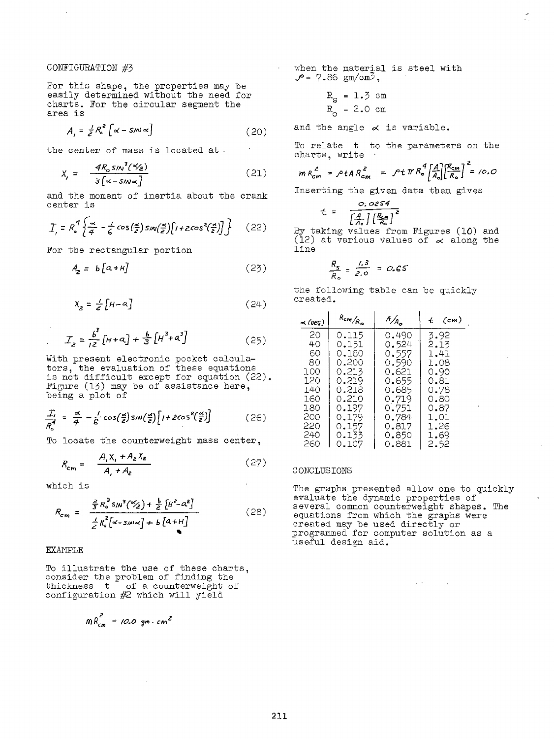## CONFIGURATION #3

For this shape, the properties may be easily determined without the need for charts. For the circular segment the area is

$$A_1 = \frac{1}{2}R_o^2\left[\alpha - \sin\alpha\right] \tag{20}$$

the center of mass is located at .

$$X_1 = \frac{4R_o \sin^3(\alpha/2)}{3\left[\alpha - \sin\alpha\right]} \tag{21}$$

and the moment of inertia about the crank center is

$$I_1 = R_o^4\left\{\frac{\alpha}{4} - \frac{1}{6}\cos(\tfrac{\alpha}{2})\sin(\tfrac{\alpha}{2})\left[1+2\cos^2(\tfrac{\alpha}{2})\right]\right\} \tag{22}$$

For the rectangular portion

$$A_2 = b\left[a+H\right] \tag{23}$$

$$X_2 = \frac{1}{2}\left[H-a\right] \tag{24}$$

$$I_2 = \frac{b^3}{12}\left[H+a\right] + \frac{b}{3}\left[H^3+a^3\right] \tag{25}$$

With present electronic pocket calculators, the evaluation of these equations is not difficult except for equation (22). Figure (13) may be of assistance here, being a plot of

$$\frac{I_1}{R_o^4} = \frac{\alpha}{4} - \frac{1}{6}\cos(\tfrac{\alpha}{2})\sin(\tfrac{\alpha}{2})\left[1+2\cos^2(\tfrac{\alpha}{2})\right] \tag{26}$$

To locate the counterweight mass center,

$$R_{cm} = \frac{A_1X_1 + A_2X_2}{A_1 + A_2} \tag{27}$$

which is

$$R_{cm} = \frac{\frac{2}{3}R_o^3\sin^3(\alpha/2) + \frac{b}{2}\left[H^2-a^2\right]}{\frac{1}{2}R_o^2\left[\alpha - \sin\alpha\right] + b\left[a+H\right]} \tag{28}$$

## EXAMPLE

To illustrate the use of these charts, consider the problem of finding the thickness t of a counterweight of configuration #2 which will yield

$$mR_{cm}^2 = 10.0 \text{ gm-cm}^2$$

when the material is steel with $\rho = 7.86$ gm/cm$^3$,

$$R_s = 1.3 \text{ cm}$$
$$R_o = 2.0 \text{ cm}$$

and the angle $\alpha$ is variable.

To relate t to the parameters on the charts, write

$$mR_{cm}^2 = \rho t A R_{cm}^2 = \rho t \pi R_o^4\left[\frac{A}{A_o}\right]\left[\frac{R_{cm}}{R_o}\right]^2 = 10.0$$

Inserting the given data then gives

$$t = \frac{0.0254}{\left[\frac{A}{A_o}\right]\left[\frac{R_{cm}}{R_o}\right]^2}$$

By taking values from Figures (10) and (12) at various values of $\alpha$ along the line

$$\frac{R_s}{R_o} = \frac{1.3}{2.0} = 0.65$$

the following table can be quickly created.

| $\alpha$ (DEG) | $R_{cm}/R_o$ | $A/A_o$ | t (cm) |
|---|---|---|---|
| 20 | 0.115 | 0.490 | 3.92 |
| 40 | 0.151 | 0.524 | 2.13 |
| 60 | 0.180 | 0.557 | 1.41 |
| 80 | 0.200 | 0.590 | 1.08 |
| 100 | 0.213 | 0.621 | 0.90 |
| 120 | 0.219 | 0.655 | 0.81 |
| 140 | 0.218 | 0.685 | 0.78 |
| 160 | 0.210 | 0.719 | 0.80 |
| 180 | 0.197 | 0.751 | 0.87 |
| 200 | 0.179 | 0.784 | 1.01 |
| 220 | 0.157 | 0.817 | 1.26 |
| 240 | 0.133 | 0.850 | 1.69 |
| 260 | 0.107 | 0.881 | 2.52 |

## CONCLUSIONS

The graphs presented allow one to quickly evaluate the dynamic properties of several common counterweight shapes. The equations from which the graphs were created may be used directly or programmed for computer solution as a useful design aid.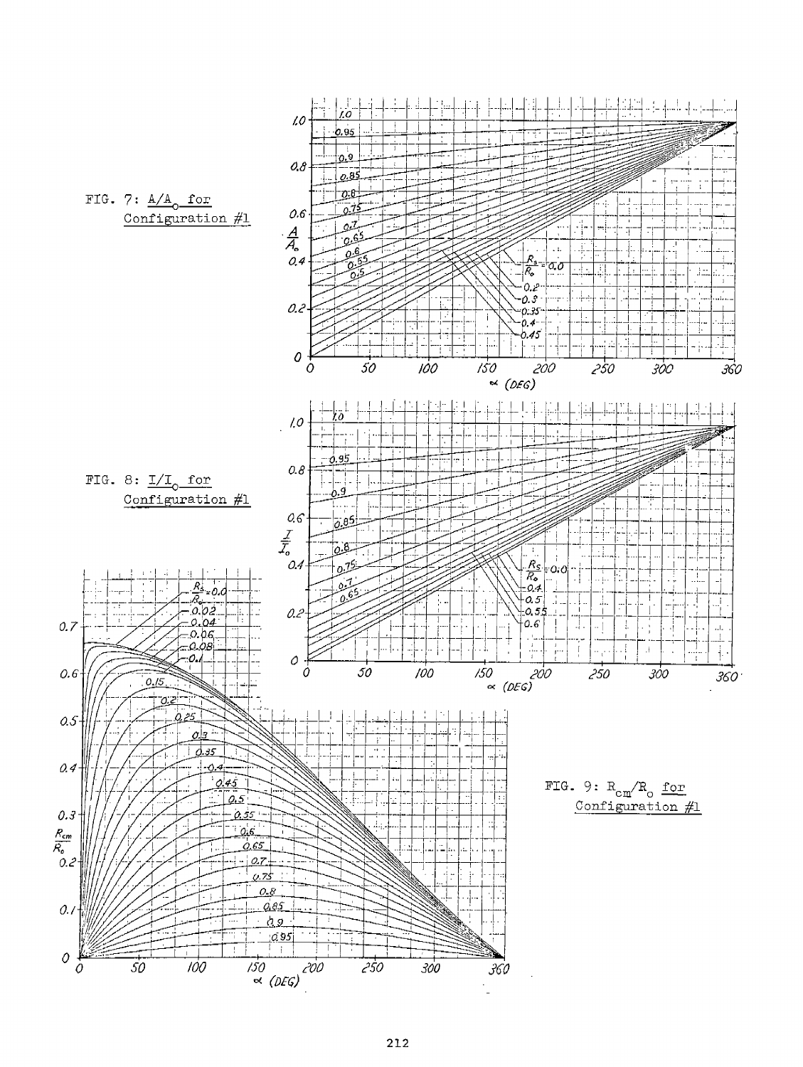FIG. 7: $A/A_o$ for Configuration #1

FIG. 8: $I/I_o$ for Configuration #1

FIG. 9: $R_{cm}/R_o$ for Configuration #1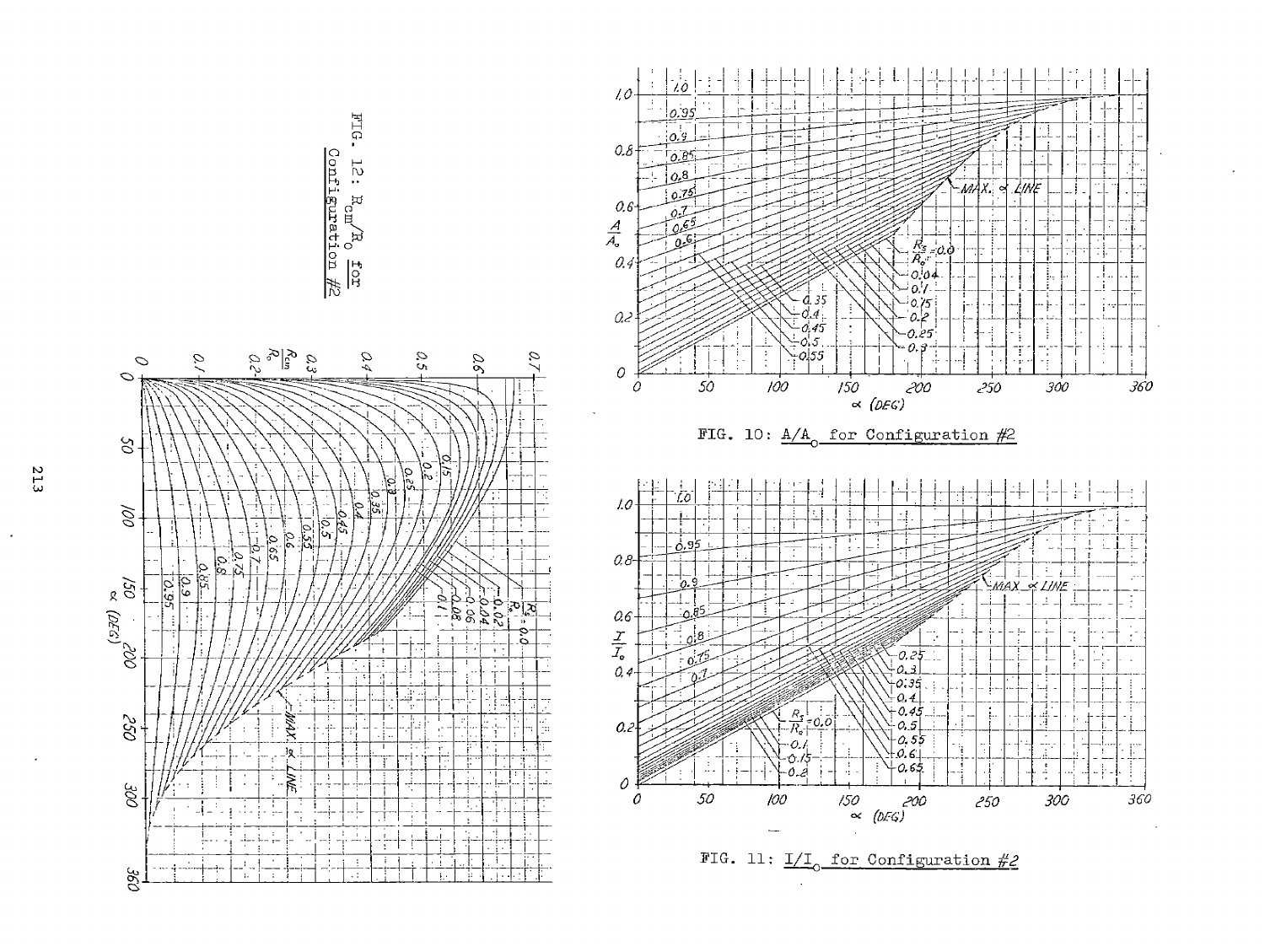FIG. 12: $R_{cm}/R_o$ for Configuration #2

FIG. 10: $A/A_o$ for Configuration #2

FIG. 11: $I/I_o$ for Configuration #2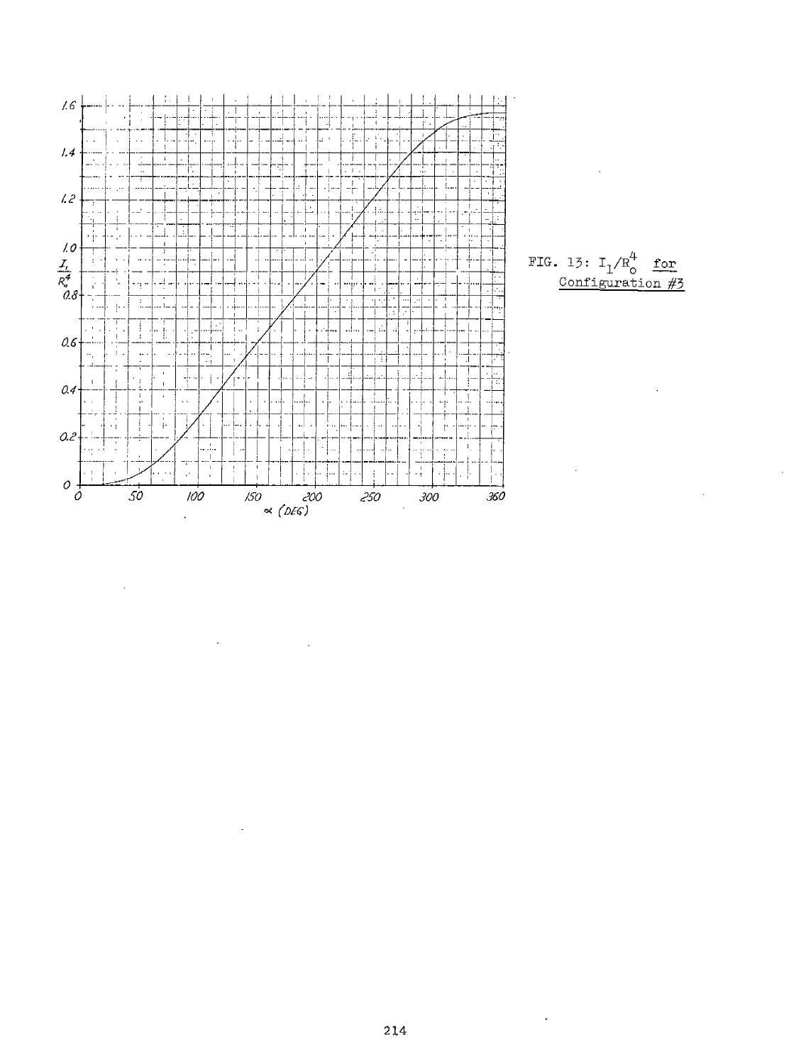1.6

1.4

1.2

1.0

$\frac{I_1}{R_o^4}$

0.8

0.6

0.4

0.2

0

0 50 100 150 200 250 300 360

$\alpha$ (DEG)

FIG. 13: $I_1/R_o^4$ for Configuration #3